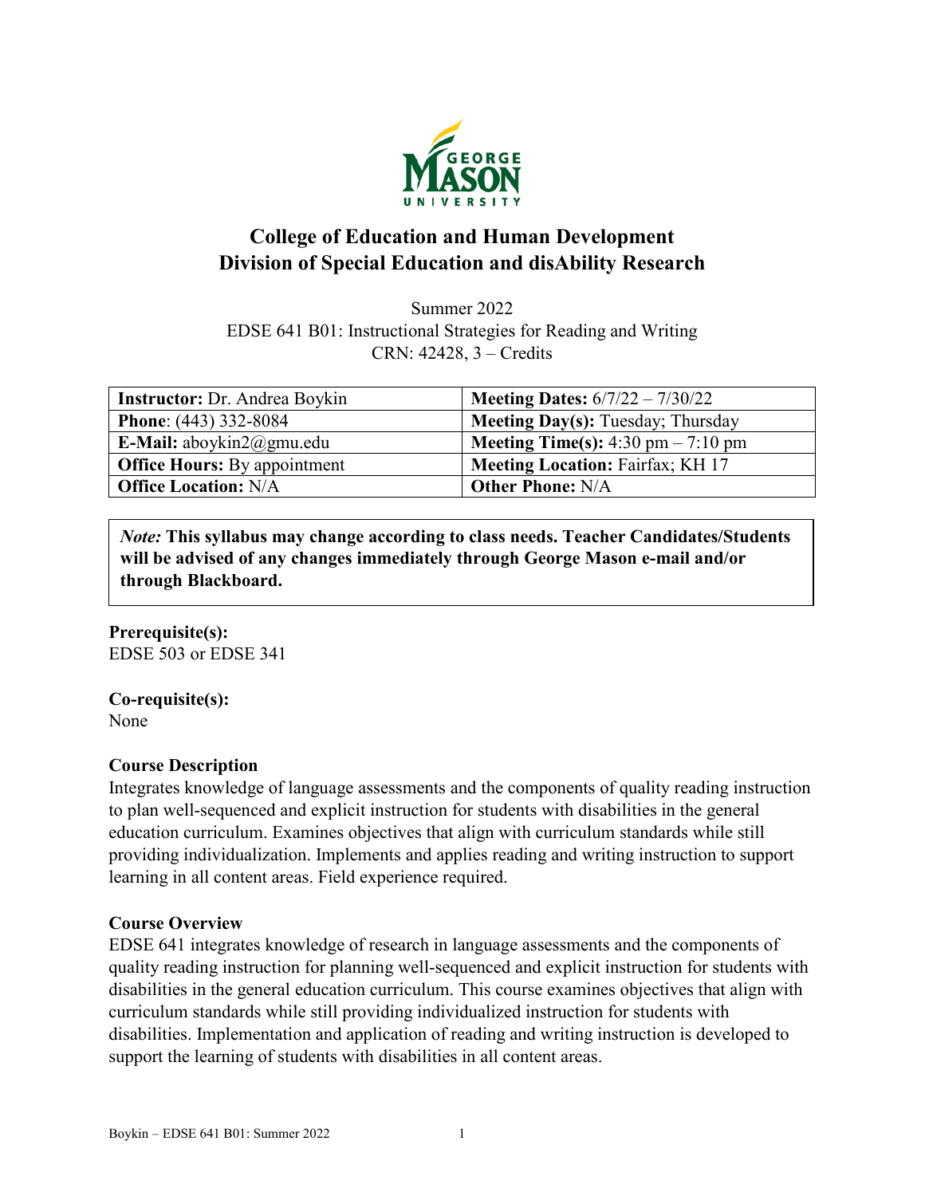# College of Education and Human Development
# Division of Special Education and disAbility Research

Summer 2022
EDSE 641 B01: Instructional Strategies for Reading and Writing
CRN: 42428, 3 – Credits

| **Instructor:** Dr. Andrea Boykin | **Meeting Dates:** 6/7/22 – 7/30/22 |
|---|---|
| **Phone**: (443) 332-8084 | **Meeting Day(s):** Tuesday; Thursday |
| **E-Mail:** aboykin2@gmu.edu | **Meeting Time(s):** 4:30 pm – 7:10 pm |
| **Office Hours:** By appointment | **Meeting Location:** Fairfax; KH 17 |
| **Office Location:** N/A | **Other Phone:** N/A |

> *Note:* **This syllabus may change according to class needs. Teacher Candidates/Students will be advised of any changes immediately through George Mason e-mail and/or through Blackboard.**

**Prerequisite(s):**
EDSE 503 or EDSE 341

**Co-requisite(s):**
None

### Course Description

Integrates knowledge of language assessments and the components of quality reading instruction to plan well-sequenced and explicit instruction for students with disabilities in the general education curriculum. Examines objectives that align with curriculum standards while still providing individualization. Implements and applies reading and writing instruction to support learning in all content areas. Field experience required.

### Course Overview

EDSE 641 integrates knowledge of research in language assessments and the components of quality reading instruction for planning well-sequenced and explicit instruction for students with disabilities in the general education curriculum. This course examines objectives that align with curriculum standards while still providing individualized instruction for students with disabilities. Implementation and application of reading and writing instruction is developed to support the learning of students with disabilities in all content areas.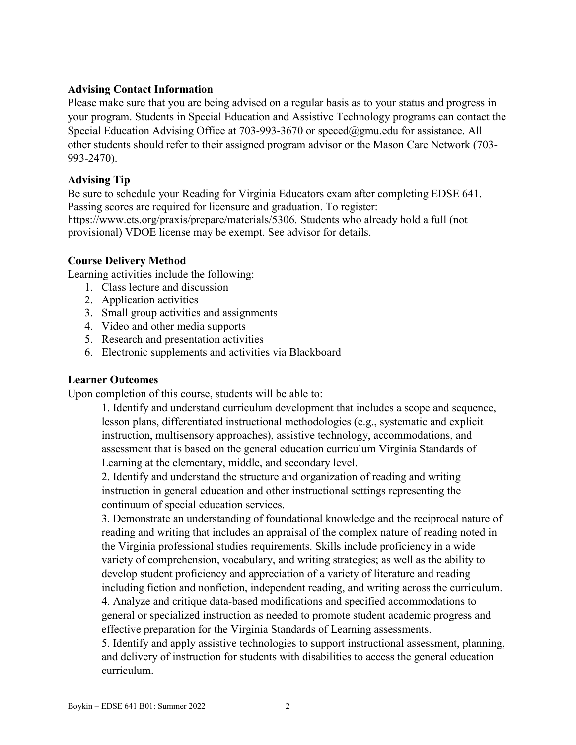**Advising Contact Information**

Please make sure that you are being advised on a regular basis as to your status and progress in your program. Students in Special Education and Assistive Technology programs can contact the Special Education Advising Office at 703-993-3670 or speced@gmu.edu for assistance. All other students should refer to their assigned program advisor or the Mason Care Network (703-993-2470).

**Advising Tip**

Be sure to schedule your Reading for Virginia Educators exam after completing EDSE 641. Passing scores are required for licensure and graduation. To register: https://www.ets.org/praxis/prepare/materials/5306. Students who already hold a full (not provisional) VDOE license may be exempt. See advisor for details.

**Course Delivery Method**

Learning activities include the following:

1. Class lecture and discussion
2. Application activities
3. Small group activities and assignments
4. Video and other media supports
5. Research and presentation activities
6. Electronic supplements and activities via Blackboard

**Learner Outcomes**

Upon completion of this course, students will be able to:

1. Identify and understand curriculum development that includes a scope and sequence, lesson plans, differentiated instructional methodologies (e.g., systematic and explicit instruction, multisensory approaches), assistive technology, accommodations, and assessment that is based on the general education curriculum Virginia Standards of Learning at the elementary, middle, and secondary level.
2. Identify and understand the structure and organization of reading and writing instruction in general education and other instructional settings representing the continuum of special education services.
3. Demonstrate an understanding of foundational knowledge and the reciprocal nature of reading and writing that includes an appraisal of the complex nature of reading noted in the Virginia professional studies requirements. Skills include proficiency in a wide variety of comprehension, vocabulary, and writing strategies; as well as the ability to develop student proficiency and appreciation of a variety of literature and reading including fiction and nonfiction, independent reading, and writing across the curriculum.
4. Analyze and critique data-based modifications and specified accommodations to general or specialized instruction as needed to promote student academic progress and effective preparation for the Virginia Standards of Learning assessments.
5. Identify and apply assistive technologies to support instructional assessment, planning, and delivery of instruction for students with disabilities to access the general education curriculum.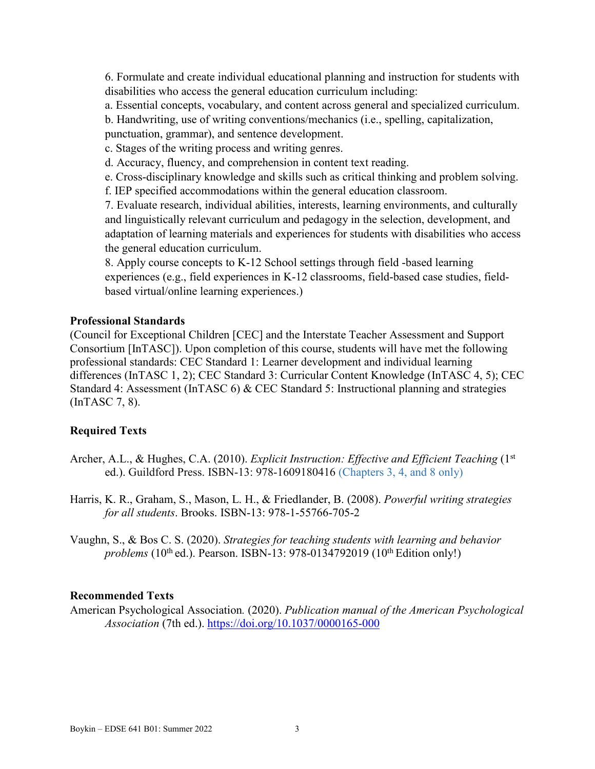6. Formulate and create individual educational planning and instruction for students with disabilities who access the general education curriculum including:

a. Essential concepts, vocabulary, and content across general and specialized curriculum.

b. Handwriting, use of writing conventions/mechanics (i.e., spelling, capitalization, punctuation, grammar), and sentence development.

c. Stages of the writing process and writing genres.

d. Accuracy, fluency, and comprehension in content text reading.

e. Cross-disciplinary knowledge and skills such as critical thinking and problem solving.

f. IEP specified accommodations within the general education classroom.

7. Evaluate research, individual abilities, interests, learning environments, and culturally and linguistically relevant curriculum and pedagogy in the selection, development, and adaptation of learning materials and experiences for students with disabilities who access the general education curriculum.

8. Apply course concepts to K-12 School settings through field -based learning experiences (e.g., field experiences in K-12 classrooms, field-based case studies, field-based virtual/online learning experiences.)

**Professional Standards**

(Council for Exceptional Children [CEC] and the Interstate Teacher Assessment and Support Consortium [InTASC]). Upon completion of this course, students will have met the following professional standards: CEC Standard 1: Learner development and individual learning differences (InTASC 1, 2); CEC Standard 3: Curricular Content Knowledge (InTASC 4, 5); CEC Standard 4: Assessment (InTASC 6) & CEC Standard 5: Instructional planning and strategies (InTASC 7, 8).

**Required Texts**

Archer, A.L., & Hughes, C.A. (2010). *Explicit Instruction: Effective and Efficient Teaching* (1st ed.). Guildford Press. ISBN-13: 978-1609180416 (Chapters 3, 4, and 8 only)

Harris, K. R., Graham, S., Mason, L. H., & Friedlander, B. (2008). *Powerful writing strategies for all students*. Brooks. ISBN-13: 978-1-55766-705-2

Vaughn, S., & Bos C. S. (2020). *Strategies for teaching students with learning and behavior problems* (10th ed.). Pearson. ISBN-13: 978-0134792019 (10th Edition only!)

**Recommended Texts**

American Psychological Association. (2020). *Publication manual of the American Psychological Association* (7th ed.). https://doi.org/10.1037/0000165-000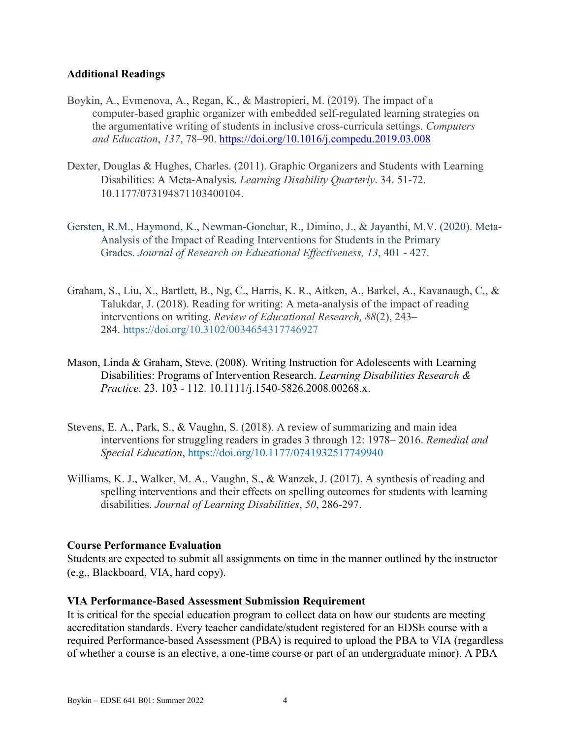**Additional Readings**

Boykin, A., Evmenova, A., Regan, K., & Mastropieri, M. (2019). The impact of a computer-based graphic organizer with embedded self-regulated learning strategies on the argumentative writing of students in inclusive cross-curricula settings. *Computers and Education*, *137*, 78–90. https://doi.org/10.1016/j.compedu.2019.03.008

Dexter, Douglas & Hughes, Charles. (2011). Graphic Organizers and Students with Learning Disabilities: A Meta-Analysis. *Learning Disability Quarterly*. 34. 51-72. 10.1177/073194871103400104.

Gersten, R.M., Haymond, K., Newman-Gonchar, R., Dimino, J., & Jayanthi, M.V. (2020). Meta-Analysis of the Impact of Reading Interventions for Students in the Primary Grades. *Journal of Research on Educational Effectiveness, 13*, 401 - 427.

Graham, S., Liu, X., Bartlett, B., Ng, C., Harris, K. R., Aitken, A., Barkel, A., Kavanaugh, C., & Talukdar, J. (2018). Reading for writing: A meta-analysis of the impact of reading interventions on writing. *Review of Educational Research, 88*(2), 243–284. https://doi.org/10.3102/0034654317746927

Mason, Linda & Graham, Steve. (2008). Writing Instruction for Adolescents with Learning Disabilities: Programs of Intervention Research. *Learning Disabilities Research & Practice*. 23. 103 - 112. 10.1111/j.1540-5826.2008.00268.x.

Stevens, E. A., Park, S., & Vaughn, S. (2018). A review of summarizing and main idea interventions for struggling readers in grades 3 through 12: 1978– 2016. *Remedial and Special Education*, https://doi.org/10.1177/0741932517749940

Williams, K. J., Walker, M. A., Vaughn, S., & Wanzek, J. (2017). A synthesis of reading and spelling interventions and their effects on spelling outcomes for students with learning disabilities. *Journal of Learning Disabilities*, *50*, 286-297.

**Course Performance Evaluation**

Students are expected to submit all assignments on time in the manner outlined by the instructor (e.g., Blackboard, VIA, hard copy).

**VIA Performance-Based Assessment Submission Requirement**

It is critical for the special education program to collect data on how our students are meeting accreditation standards. Every teacher candidate/student registered for an EDSE course with a required Performance-based Assessment (PBA) is required to upload the PBA to VIA (regardless of whether a course is an elective, a one-time course or part of an undergraduate minor). A PBA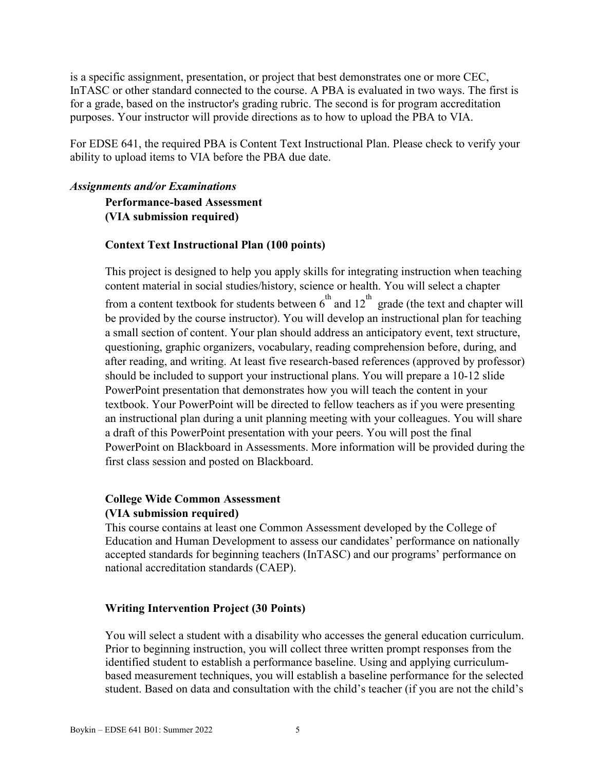is a specific assignment, presentation, or project that best demonstrates one or more CEC, InTASC or other standard connected to the course. A PBA is evaluated in two ways. The first is for a grade, based on the instructor's grading rubric. The second is for program accreditation purposes. Your instructor will provide directions as to how to upload the PBA to VIA.

For EDSE 641, the required PBA is Content Text Instructional Plan. Please check to verify your ability to upload items to VIA before the PBA due date.

***Assignments and/or Examinations***

**Performance-based Assessment**
**(VIA submission required)**

**Context Text Instructional Plan (100 points)**

This project is designed to help you apply skills for integrating instruction when teaching content material in social studies/history, science or health. You will select a chapter from a content textbook for students between 6th and 12th grade (the text and chapter will be provided by the course instructor). You will develop an instructional plan for teaching a small section of content. Your plan should address an anticipatory event, text structure, questioning, graphic organizers, vocabulary, reading comprehension before, during, and after reading, and writing. At least five research-based references (approved by professor) should be included to support your instructional plans. You will prepare a 10-12 slide PowerPoint presentation that demonstrates how you will teach the content in your textbook. Your PowerPoint will be directed to fellow teachers as if you were presenting an instructional plan during a unit planning meeting with your colleagues. You will share a draft of this PowerPoint presentation with your peers. You will post the final PowerPoint on Blackboard in Assessments. More information will be provided during the first class session and posted on Blackboard.

**College Wide Common Assessment**
**(VIA submission required)**

This course contains at least one Common Assessment developed by the College of Education and Human Development to assess our candidates' performance on nationally accepted standards for beginning teachers (InTASC) and our programs' performance on national accreditation standards (CAEP).

**Writing Intervention Project (30 Points)**

You will select a student with a disability who accesses the general education curriculum. Prior to beginning instruction, you will collect three written prompt responses from the identified student to establish a performance baseline. Using and applying curriculum-based measurement techniques, you will establish a baseline performance for the selected student. Based on data and consultation with the child's teacher (if you are not the child's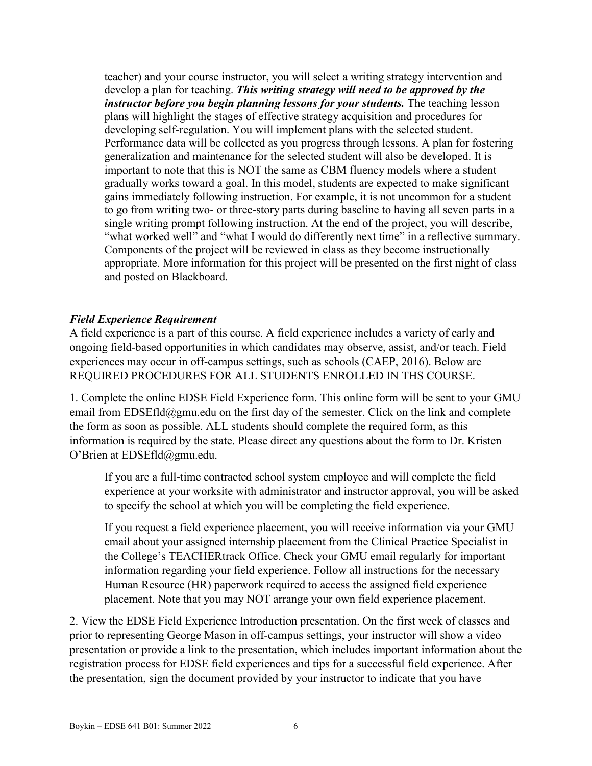teacher) and your course instructor, you will select a writing strategy intervention and develop a plan for teaching. ***This writing strategy will need to be approved by the instructor before you begin planning lessons for your students.*** The teaching lesson plans will highlight the stages of effective strategy acquisition and procedures for developing self-regulation. You will implement plans with the selected student. Performance data will be collected as you progress through lessons. A plan for fostering generalization and maintenance for the selected student will also be developed. It is important to note that this is NOT the same as CBM fluency models where a student gradually works toward a goal. In this model, students are expected to make significant gains immediately following instruction. For example, it is not uncommon for a student to go from writing two- or three-story parts during baseline to having all seven parts in a single writing prompt following instruction. At the end of the project, you will describe, "what worked well" and "what I would do differently next time" in a reflective summary. Components of the project will be reviewed in class as they become instructionally appropriate. More information for this project will be presented on the first night of class and posted on Blackboard.

***Field Experience Requirement***

A field experience is a part of this course. A field experience includes a variety of early and ongoing field-based opportunities in which candidates may observe, assist, and/or teach. Field experiences may occur in off-campus settings, such as schools (CAEP, 2016). Below are REQUIRED PROCEDURES FOR ALL STUDENTS ENROLLED IN THS COURSE.

1. Complete the online EDSE Field Experience form. This online form will be sent to your GMU email from EDSEfld@gmu.edu on the first day of the semester. Click on the link and complete the form as soon as possible. ALL students should complete the required form, as this information is required by the state. Please direct any questions about the form to Dr. Kristen O'Brien at EDSEfld@gmu.edu.

   If you are a full-time contracted school system employee and will complete the field experience at your worksite with administrator and instructor approval, you will be asked to specify the school at which you will be completing the field experience.

   If you request a field experience placement, you will receive information via your GMU email about your assigned internship placement from the Clinical Practice Specialist in the College's TEACHERtrack Office. Check your GMU email regularly for important information regarding your field experience. Follow all instructions for the necessary Human Resource (HR) paperwork required to access the assigned field experience placement. Note that you may NOT arrange your own field experience placement.

2. View the EDSE Field Experience Introduction presentation. On the first week of classes and prior to representing George Mason in off-campus settings, your instructor will show a video presentation or provide a link to the presentation, which includes important information about the registration process for EDSE field experiences and tips for a successful field experience. After the presentation, sign the document provided by your instructor to indicate that you have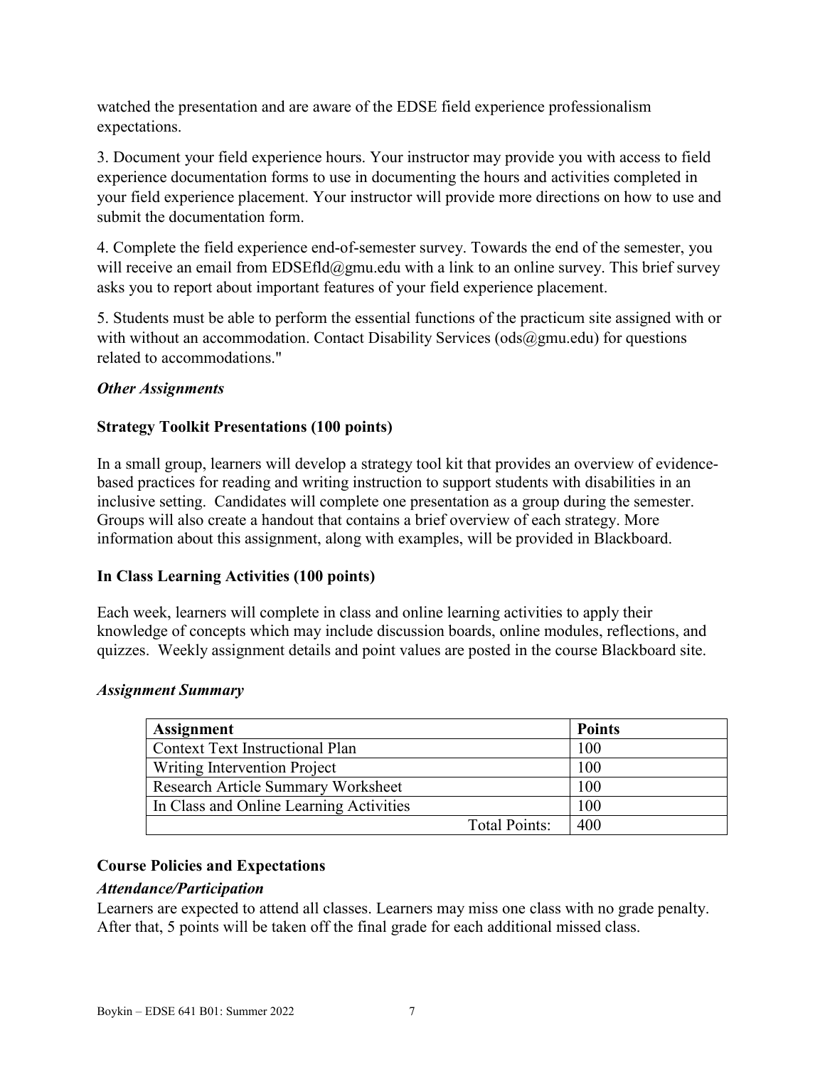watched the presentation and are aware of the EDSE field experience professionalism expectations.

3. Document your field experience hours. Your instructor may provide you with access to field experience documentation forms to use in documenting the hours and activities completed in your field experience placement. Your instructor will provide more directions on how to use and submit the documentation form.

4. Complete the field experience end-of-semester survey. Towards the end of the semester, you will receive an email from EDSEfld@gmu.edu with a link to an online survey. This brief survey asks you to report about important features of your field experience placement.

5. Students must be able to perform the essential functions of the practicum site assigned with or with without an accommodation. Contact Disability Services (ods@gmu.edu) for questions related to accommodations."

### *Other Assignments*

**Strategy Toolkit Presentations (100 points)**

In a small group, learners will develop a strategy tool kit that provides an overview of evidence-based practices for reading and writing instruction to support students with disabilities in an inclusive setting. Candidates will complete one presentation as a group during the semester. Groups will also create a handout that contains a brief overview of each strategy. More information about this assignment, along with examples, will be provided in Blackboard.

**In Class Learning Activities (100 points)**

Each week, learners will complete in class and online learning activities to apply their knowledge of concepts which may include discussion boards, online modules, reflections, and quizzes. Weekly assignment details and point values are posted in the course Blackboard site.

### *Assignment Summary*

| Assignment | Points |
|---|---|
| Context Text Instructional Plan | 100 |
| Writing Intervention Project | 100 |
| Research Article Summary Worksheet | 100 |
| In Class and Online Learning Activities | 100 |
| Total Points: | 400 |

## Course Policies and Expectations

### *Attendance/Participation*

Learners are expected to attend all classes. Learners may miss one class with no grade penalty. After that, 5 points will be taken off the final grade for each additional missed class.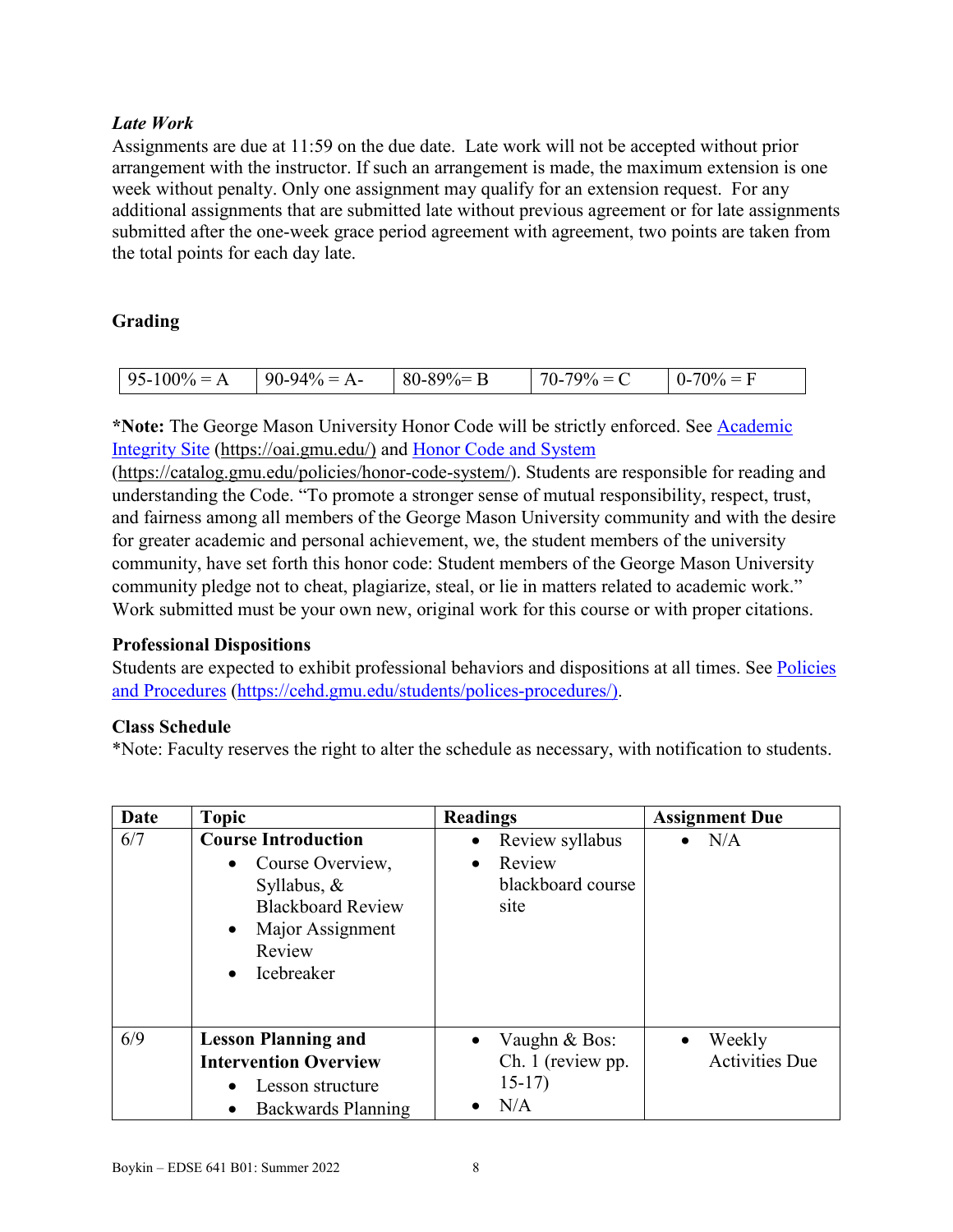*Late Work*

Assignments are due at 11:59 on the due date. Late work will not be accepted without prior arrangement with the instructor. If such an arrangement is made, the maximum extension is one week without penalty. Only one assignment may qualify for an extension request. For any additional assignments that are submitted late without previous agreement or for late assignments submitted after the one-week grace period agreement with agreement, two points are taken from the total points for each day late.

**Grading**

| 95-100% = A | 90-94% = A- | 80-89%= B | 70-79% = C | 0-70% = F |
|---|---|---|---|---|

***Note:** The George Mason University Honor Code will be strictly enforced. See [Academic Integrity Site](https://oai.gmu.edu/) (https://oai.gmu.edu/) and [Honor Code and System](https://catalog.gmu.edu/policies/honor-code-system/) (https://catalog.gmu.edu/policies/honor-code-system/). Students are responsible for reading and understanding the Code. "To promote a stronger sense of mutual responsibility, respect, trust, and fairness among all members of the George Mason University community and with the desire for greater academic and personal achievement, we, the student members of the university community, have set forth this honor code: Student members of the George Mason University community pledge not to cheat, plagiarize, steal, or lie in matters related to academic work." Work submitted must be your own new, original work for this course or with proper citations.

**Professional Dispositions**

Students are expected to exhibit professional behaviors and dispositions at all times. See [Policies and Procedures](https://cehd.gmu.edu/students/polices-procedures/) (https://cehd.gmu.edu/students/polices-procedures/).

**Class Schedule**

*Note: Faculty reserves the right to alter the schedule as necessary, with notification to students.

| Date | Topic | Readings | Assignment Due |
|---|---|---|---|
| 6/7 | **Course Introduction**<br>• Course Overview, Syllabus, & Blackboard Review<br>• Major Assignment Review<br>• Icebreaker | • Review syllabus<br>• Review blackboard course site | • N/A |
| 6/9 | **Lesson Planning and Intervention Overview**<br>• Lesson structure<br>• Backwards Planning | • Vaughn & Bos: Ch. 1 (review pp. 15-17)<br>• N/A | • Weekly Activities Due |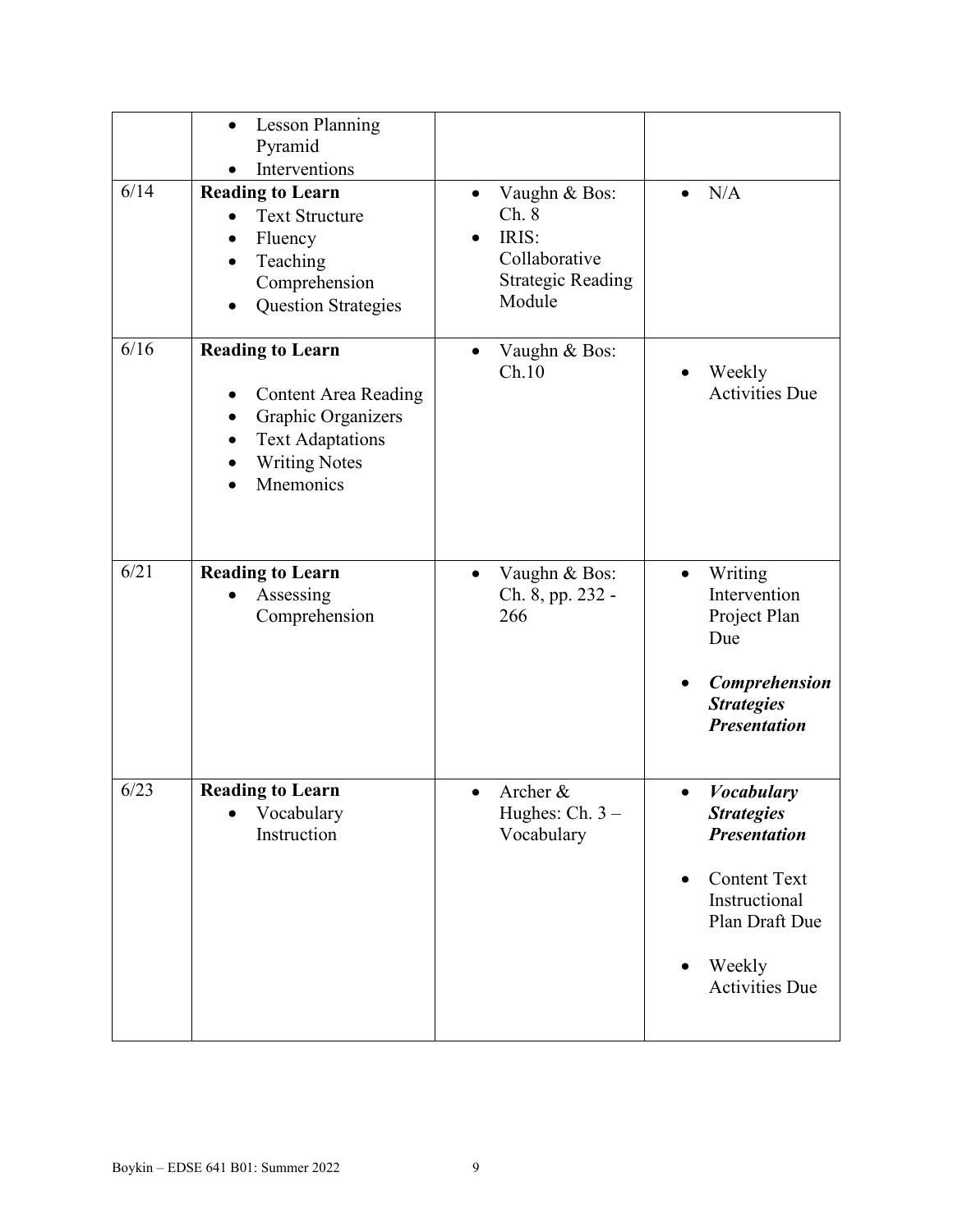| | | | |
|---|---|---|---|
| | • Lesson Planning Pyramid<br>• Interventions | | |
| 6/14 | **Reading to Learn**<br>• Text Structure<br>• Fluency<br>• Teaching Comprehension<br>• Question Strategies | • Vaughn & Bos: Ch. 8<br>• IRIS: Collaborative Strategic Reading Module | • N/A |
| 6/16 | **Reading to Learn**<br>• Content Area Reading<br>• Graphic Organizers<br>• Text Adaptations<br>• Writing Notes<br>• Mnemonics | • Vaughn & Bos: Ch.10 | • Weekly Activities Due |
| 6/21 | **Reading to Learn**<br>• Assessing Comprehension | • Vaughn & Bos: Ch. 8, pp. 232 - 266 | • Writing Intervention Project Plan Due<br>• ***Comprehension Strategies Presentation*** |
| 6/23 | **Reading to Learn**<br>• Vocabulary Instruction | • Archer & Hughes: Ch. 3 – Vocabulary | • ***Vocabulary Strategies Presentation***<br>• Content Text Instructional Plan Draft Due<br>• Weekly Activities Due |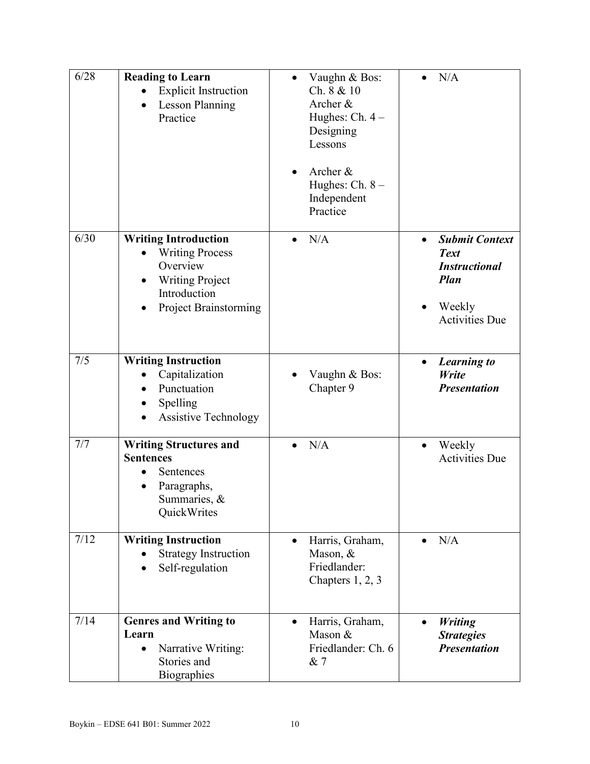| 6/28 | **Reading to Learn**<br>• Explicit Instruction<br>• Lesson Planning Practice | • Vaughn & Bos: Ch. 8 & 10 Archer & Hughes: Ch. 4 – Designing Lessons<br>• Archer & Hughes: Ch. 8 – Independent Practice | • N/A |
|---|---|---|---|
| 6/30 | **Writing Introduction**<br>• Writing Process Overview<br>• Writing Project Introduction<br>• Project Brainstorming | • N/A | • ***Submit Context Text Instructional Plan***<br>• Weekly Activities Due |
| 7/5 | **Writing Instruction**<br>• Capitalization<br>• Punctuation<br>• Spelling<br>• Assistive Technology | • Vaughn & Bos: Chapter 9 | • ***Learning to Write Presentation*** |
| 7/7 | **Writing Structures and Sentences**<br>• Sentences<br>• Paragraphs, Summaries, & QuickWrites | • N/A | • Weekly Activities Due |
| 7/12 | **Writing Instruction**<br>• Strategy Instruction<br>• Self-regulation | • Harris, Graham, Mason, & Friedlander: Chapters 1, 2, 3 | • N/A |
| 7/14 | **Genres and Writing to Learn**<br>• Narrative Writing: Stories and Biographies | • Harris, Graham, Mason & Friedlander: Ch. 6 & 7 | • ***Writing Strategies Presentation*** |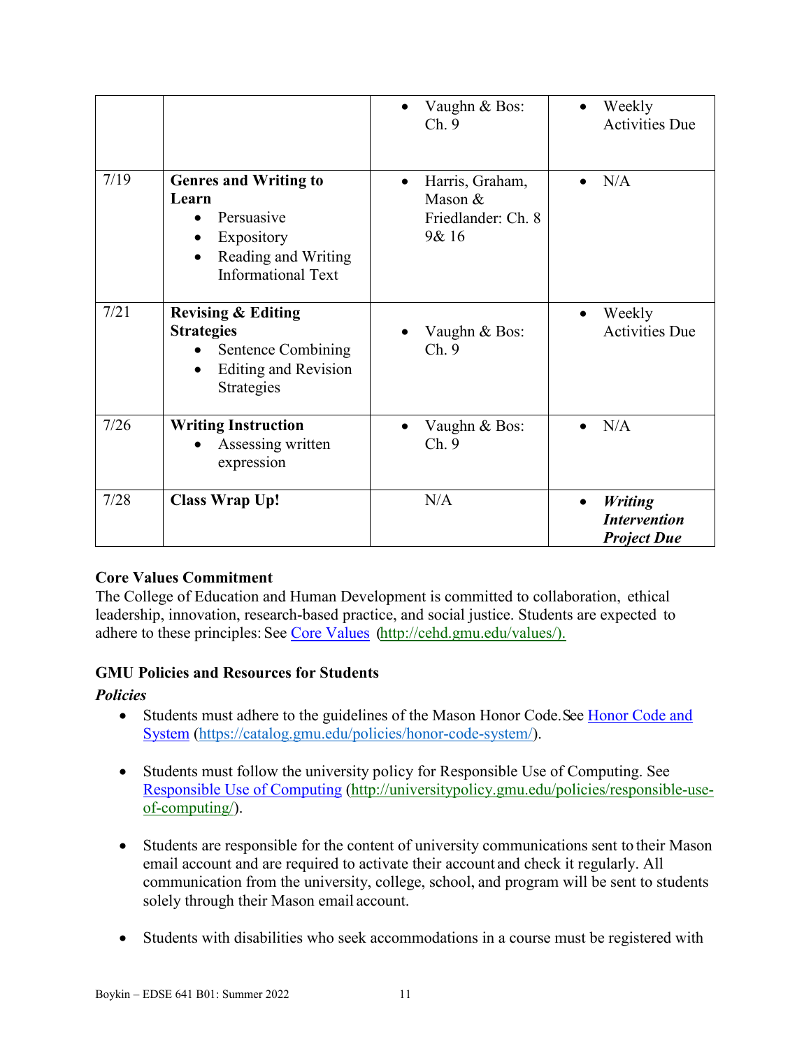| | | | |
|---|---|---|---|
| | | • Vaughn & Bos: Ch. 9 | • Weekly Activities Due |
| 7/19 | **Genres and Writing to Learn**<br>• Persuasive<br>• Expository<br>• Reading and Writing Informational Text | • Harris, Graham, Mason & Friedlander: Ch. 8 9& 16 | • N/A |
| 7/21 | **Revising & Editing Strategies**<br>• Sentence Combining<br>• Editing and Revision Strategies | • Vaughn & Bos: Ch. 9 | • Weekly Activities Due |
| 7/26 | **Writing Instruction**<br>• Assessing written expression | • Vaughn & Bos: Ch. 9 | • N/A |
| 7/28 | **Class Wrap Up!** | N/A | • ***Writing Intervention Project Due*** |

**Core Values Commitment**

The College of Education and Human Development is committed to collaboration, ethical leadership, innovation, research-based practice, and social justice. Students are expected to adhere to these principles: See Core Values (http://cehd.gmu.edu/values/).

**GMU Policies and Resources for Students**

***Policies***

- Students must adhere to the guidelines of the Mason Honor Code. See Honor Code and System (https://catalog.gmu.edu/policies/honor-code-system/).

- Students must follow the university policy for Responsible Use of Computing. See Responsible Use of Computing (http://universitypolicy.gmu.edu/policies/responsible-use-of-computing/).

- Students are responsible for the content of university communications sent to their Mason email account and are required to activate their account and check it regularly. All communication from the university, college, school, and program will be sent to students solely through their Mason email account.

- Students with disabilities who seek accommodations in a course must be registered with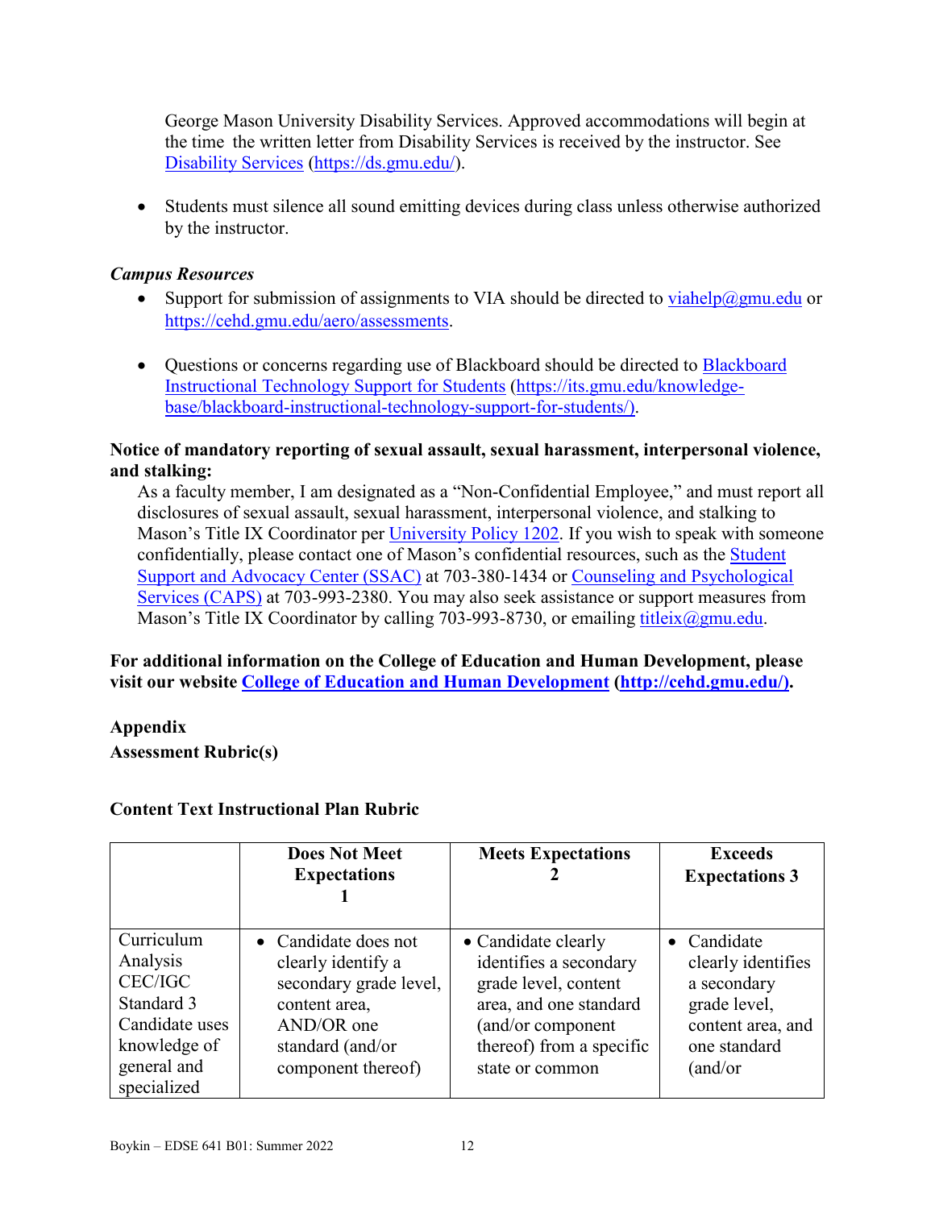George Mason University Disability Services. Approved accommodations will begin at the time the written letter from Disability Services is received by the instructor. See [Disability Services](https://ds.gmu.edu/) (https://ds.gmu.edu/).

- Students must silence all sound emitting devices during class unless otherwise authorized by the instructor.

***Campus Resources***

- Support for submission of assignments to VIA should be directed to viahelp@gmu.edu or https://cehd.gmu.edu/aero/assessments.

- Questions or concerns regarding use of Blackboard should be directed to Blackboard Instructional Technology Support for Students (https://its.gmu.edu/knowledge-base/blackboard-instructional-technology-support-for-students/).

**Notice of mandatory reporting of sexual assault, sexual harassment, interpersonal violence, and stalking:**

As a faculty member, I am designated as a "Non-Confidential Employee," and must report all disclosures of sexual assault, sexual harassment, interpersonal violence, and stalking to Mason's Title IX Coordinator per University Policy 1202. If you wish to speak with someone confidentially, please contact one of Mason's confidential resources, such as the Student Support and Advocacy Center (SSAC) at 703-380-1434 or Counseling and Psychological Services (CAPS) at 703-993-2380. You may also seek assistance or support measures from Mason's Title IX Coordinator by calling 703-993-8730, or emailing titleix@gmu.edu.

**For additional information on the College of Education and Human Development, please visit our website College of Education and Human Development (http://cehd.gmu.edu/).**

**Appendix**

**Assessment Rubric(s)**

**Content Text Instructional Plan Rubric**

| | Does Not Meet Expectations 1 | Meets Expectations 2 | Exceeds Expectations 3 |
|---|---|---|---|
| Curriculum Analysis CEC/IGC Standard 3 Candidate uses knowledge of general and specialized | • Candidate does not clearly identify a secondary grade level, content area, AND/OR one standard (and/or component thereof) | • Candidate clearly identifies a secondary grade level, content area, and one standard (and/or component thereof) from a specific state or common | • Candidate clearly identifies a secondary grade level, content area, and one standard (and/or |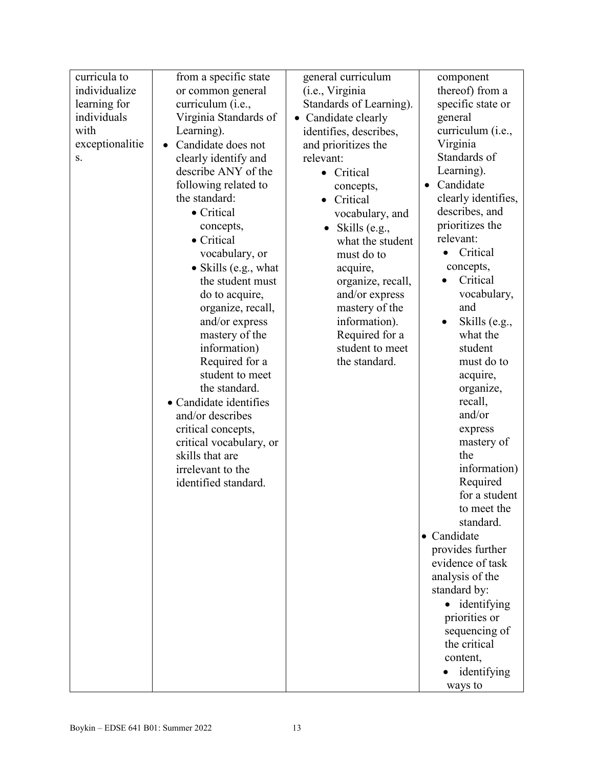| curricula to individualize learning for individuals with exceptionalities. | from a specific state or common general curriculum (i.e., Virginia Standards of Learning).<br>• Candidate does not clearly identify and describe ANY of the following related to the standard:<br>  • Critical concepts,<br>  • Critical vocabulary, or<br>  • Skills (e.g., what the student must do to acquire, organize, recall, and/or express mastery of the information) Required for a student to meet the standard.<br>• Candidate identifies and/or describes critical concepts, critical vocabulary, or skills that are irrelevant to the identified standard. | general curriculum (i.e., Virginia Standards of Learning).<br>• Candidate clearly identifies, describes, and prioritizes the relevant:<br>  • Critical concepts,<br>  • Critical vocabulary, and<br>  • Skills (e.g., what the student must do to acquire, organize, recall, and/or express mastery of the information). Required for a student to meet the standard. | component thereof) from a specific state or general curriculum (i.e., Virginia Standards of Learning).<br>• Candidate clearly identifies, describes, and prioritizes the relevant:<br>  • Critical concepts,<br>  • Critical vocabulary, and<br>  • Skills (e.g., what the student must do to acquire, organize, recall, and/or express mastery of the information) Required for a student to meet the standard.<br>• Candidate provides further evidence of task analysis of the standard by:<br>  • identifying priorities or sequencing of the critical content,<br>  • identifying ways to |
|---|---|---|---|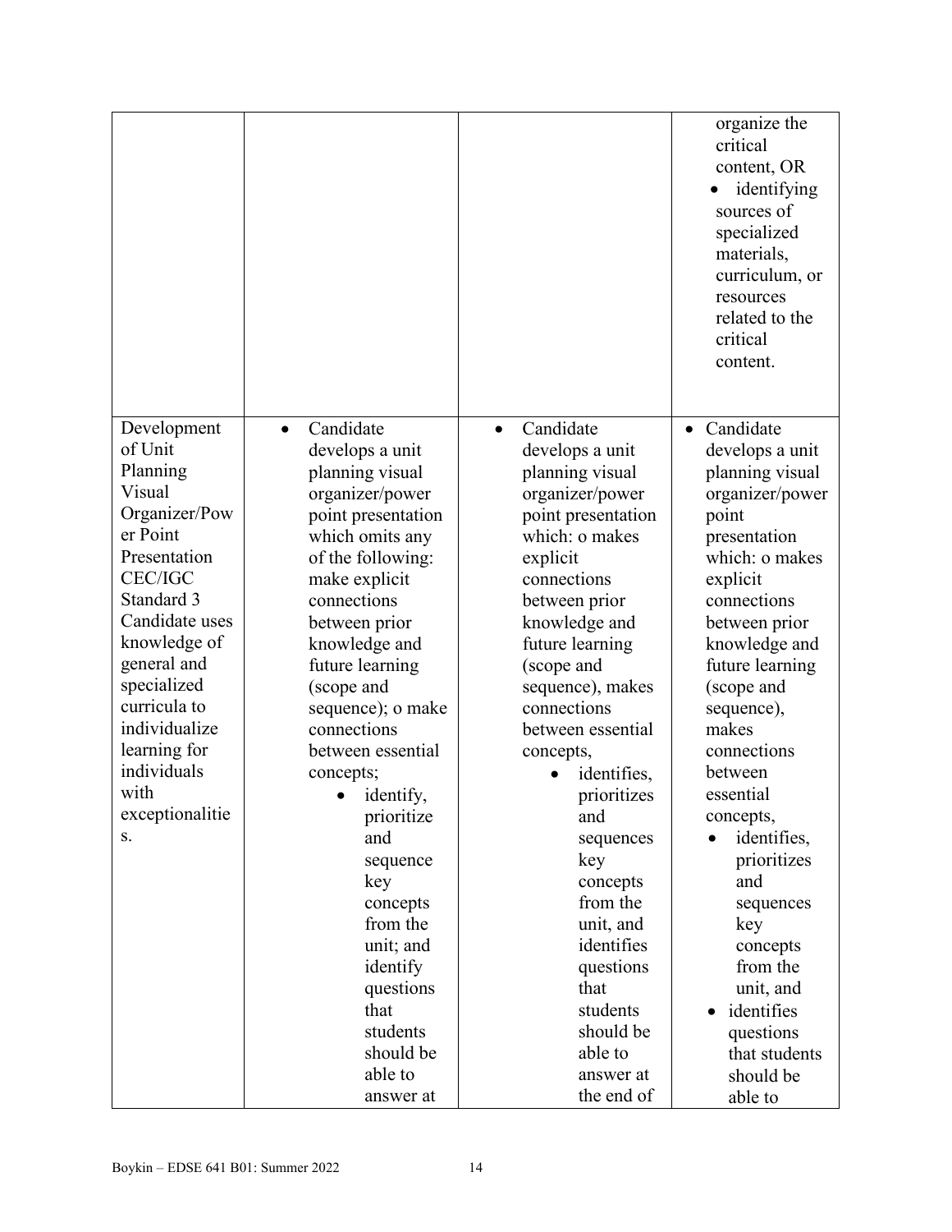| | | | |
|---|---|---|---|
| | | | organize the critical content, OR<br>• identifying sources of specialized materials, curriculum, or resources related to the critical content. |
| Development of Unit Planning Visual Organizer/Power Point Presentation CEC/IGC Standard 3 Candidate uses knowledge of general and specialized curricula to individualize learning for individuals with exceptionalities. | • Candidate develops a unit planning visual organizer/power point presentation which omits any of the following: make explicit connections between prior knowledge and future learning (scope and sequence); o make connections between essential concepts;<br>• identify, prioritize and sequence key concepts from the unit; and identify questions that students should be able to answer at | • Candidate develops a unit planning visual organizer/power point presentation which: o makes explicit connections between prior knowledge and future learning (scope and sequence), makes connections between essential concepts,<br>• identifies, prioritizes and sequences key concepts from the unit, and identifies questions that students should be able to answer at the end of | • Candidate develops a unit planning visual organizer/power point presentation which: o makes explicit connections between prior knowledge and future learning (scope and sequence), makes connections between essential concepts,<br>• identifies, prioritizes and sequences key concepts from the unit, and<br>• identifies questions that students should be able to |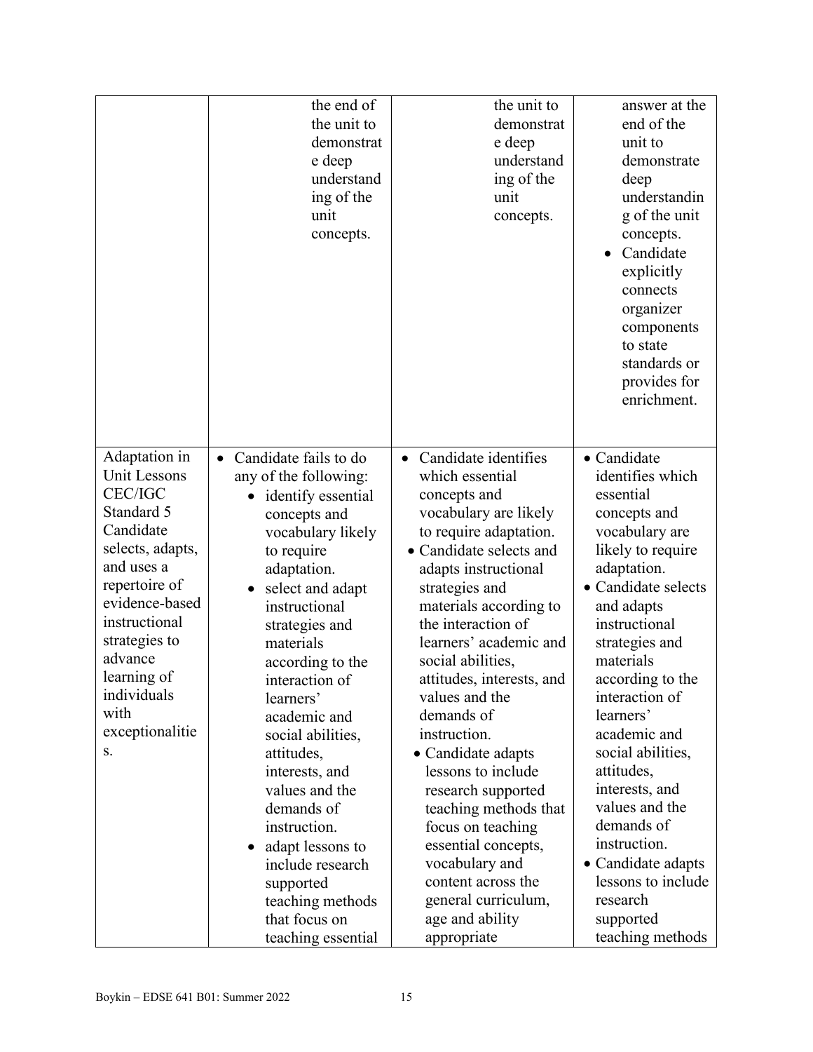| | | | |
|---|---|---|---|
| | the end of the unit to demonstrate deep understanding of the unit concepts. | the unit to demonstrate deep understanding of the unit concepts. | answer at the end of the unit to demonstrate deep understanding of the unit concepts.<br>• Candidate explicitly connects organizer components to state standards or provides for enrichment. |
| Adaptation in Unit Lessons CEC/IGC Standard 5 Candidate selects, adapts, and uses a repertoire of evidence-based instructional strategies to advance learning of individuals with exceptionalities. | • Candidate fails to do any of the following:<br>• identify essential concepts and vocabulary likely to require adaptation.<br>• select and adapt instructional strategies and materials according to the interaction of learners' academic and social abilities, attitudes, and interests, and values and the demands of instruction.<br>• adapt lessons to include research supported teaching methods that focus on teaching essential | • Candidate identifies which essential concepts and vocabulary are likely to require adaptation.<br>• Candidate selects and adapts instructional strategies and materials according to the interaction of learners' academic and social abilities, attitudes, interests, and values and the demands of instruction.<br>• Candidate adapts lessons to include research supported teaching methods that focus on teaching essential concepts, vocabulary and content across the general curriculum, age and ability appropriate | • Candidate identifies which essential concepts and vocabulary are likely to require adaptation.<br>• Candidate selects and adapts instructional strategies and materials according to the interaction of learners' academic and social abilities, attitudes, interests, and values and the demands of instruction.<br>• Candidate adapts lessons to include research supported teaching methods |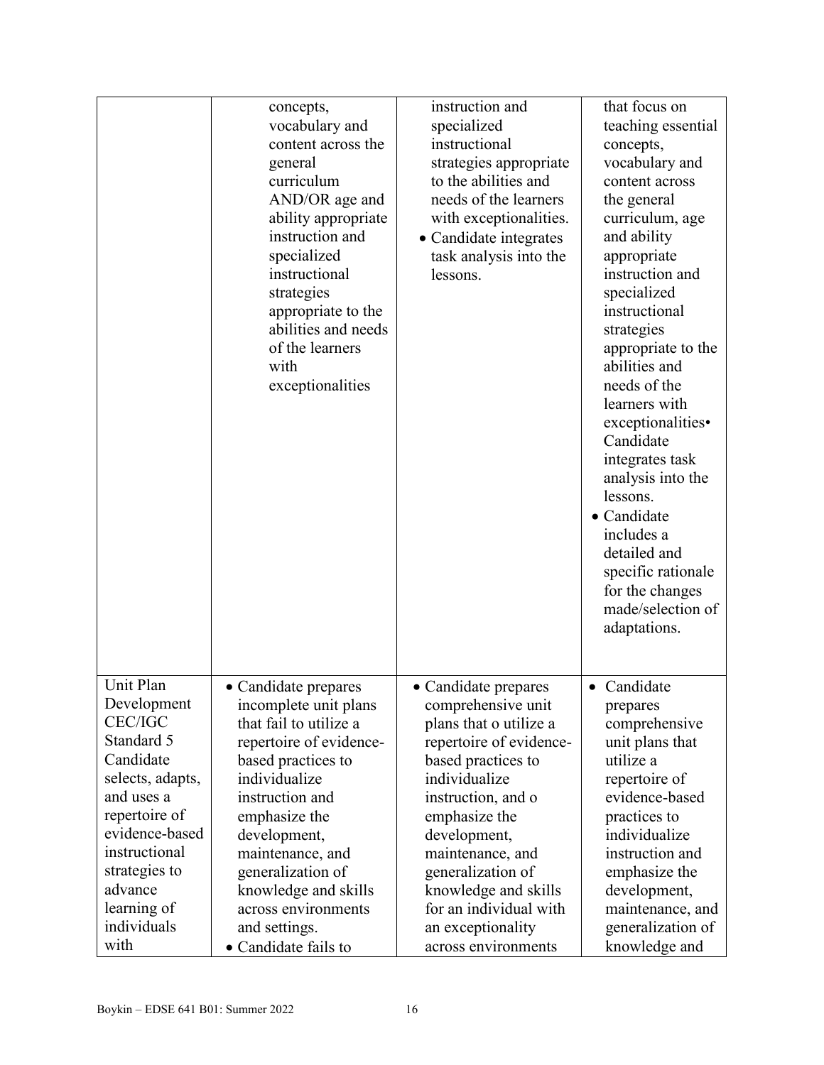|  |  |  |  |
|---|---|---|---|
|  | concepts, vocabulary and content across the general curriculum AND/OR age and ability appropriate instruction and specialized instructional strategies appropriate to the abilities and needs of the learners with exceptionalities | instruction and specialized instructional strategies appropriate to the abilities and needs of the learners with exceptionalities.<br>• Candidate integrates task analysis into the lessons. | that focus on teaching essential concepts, vocabulary and content across the general curriculum, age and ability appropriate instruction and specialized instructional strategies appropriate to the abilities and needs of the learners with exceptionalities• Candidate integrates task analysis into the lessons.<br>• Candidate includes a detailed and specific rationale for the changes made/selection of adaptations. |
| Unit Plan Development CEC/IGC Standard 5 Candidate selects, adapts, and uses a repertoire of evidence-based instructional strategies to advance learning of individuals with | • Candidate prepares incomplete unit plans that fail to utilize a repertoire of evidence-based practices to individualize instruction and emphasize the development, maintenance, and generalization of knowledge and skills across environments and settings.<br>• Candidate fails to | • Candidate prepares comprehensive unit plans that o utilize a repertoire of evidence-based practices to individualize instruction, and o emphasize the development, maintenance, and generalization of knowledge and skills for an individual with an exceptionality across environments | • Candidate prepares comprehensive unit plans that utilize a repertoire of evidence-based practices to individualize instruction and emphasize the development, maintenance, and generalization of knowledge and |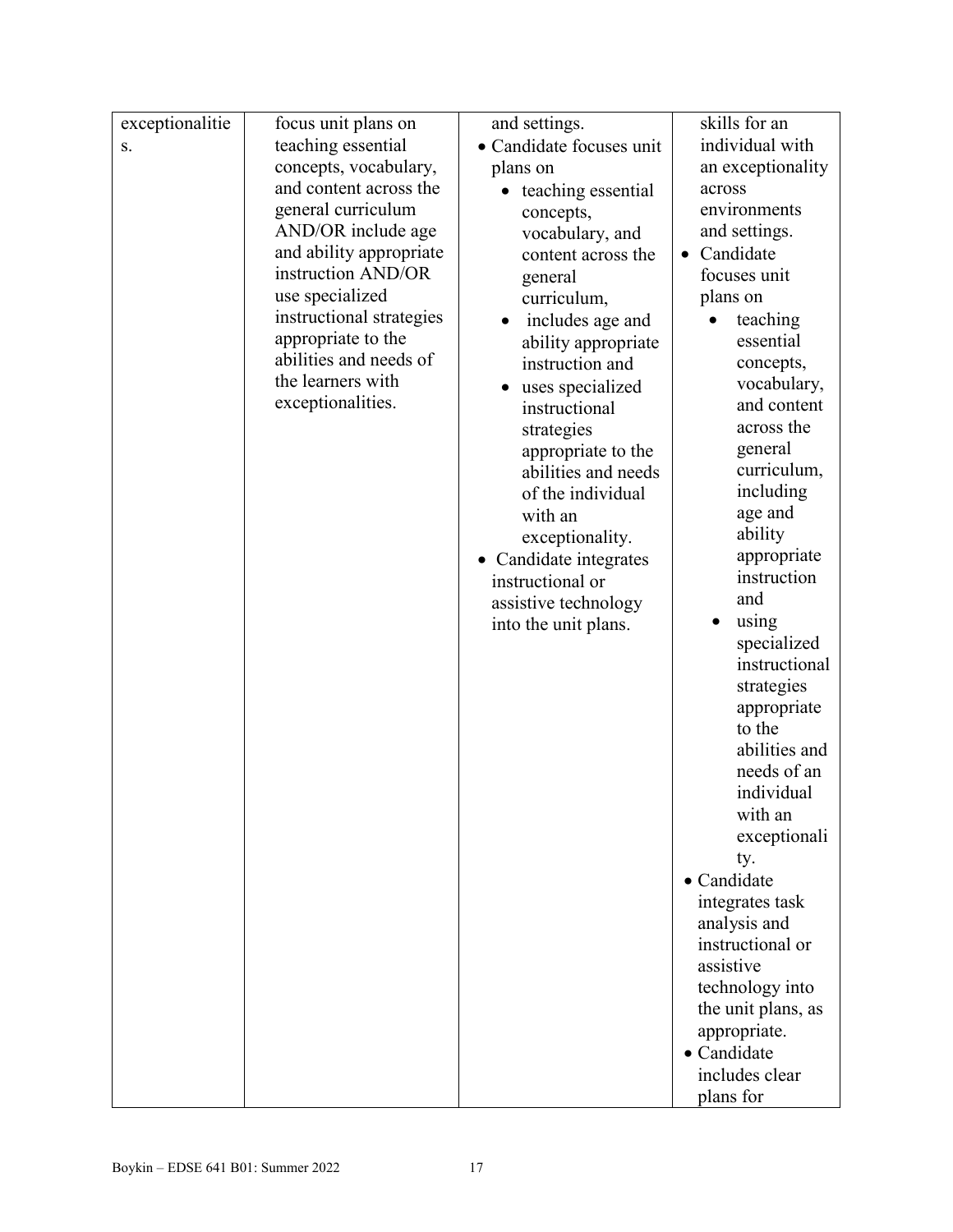| | | | |
|---|---|---|---|
| exceptionalities. | focus unit plans on teaching essential concepts, vocabulary, and content across the general curriculum AND/OR include age and ability appropriate instruction AND/OR use specialized instructional strategies appropriate to the abilities and needs of the learners with exceptionalities. | and settings.<br>• Candidate focuses unit plans on<br>  • teaching essential concepts, vocabulary, and content across the general curriculum,<br>  • includes age and ability appropriate instruction and<br>  • uses specialized instructional strategies appropriate to the abilities and needs of the individual with an exceptionality.<br>• Candidate integrates instructional or assistive technology into the unit plans. | skills for an individual with an exceptionality across environments and settings.<br>• Candidate focuses unit plans on<br>  • teaching essential concepts, vocabulary, and content across the general curriculum, including age and ability appropriate instruction and<br>  • using specialized instructional strategies appropriate to the abilities and needs of an individual with an exceptionality.<br>• Candidate integrates task analysis and instructional or assistive technology into the unit plans, as appropriate.<br>• Candidate includes clear plans for |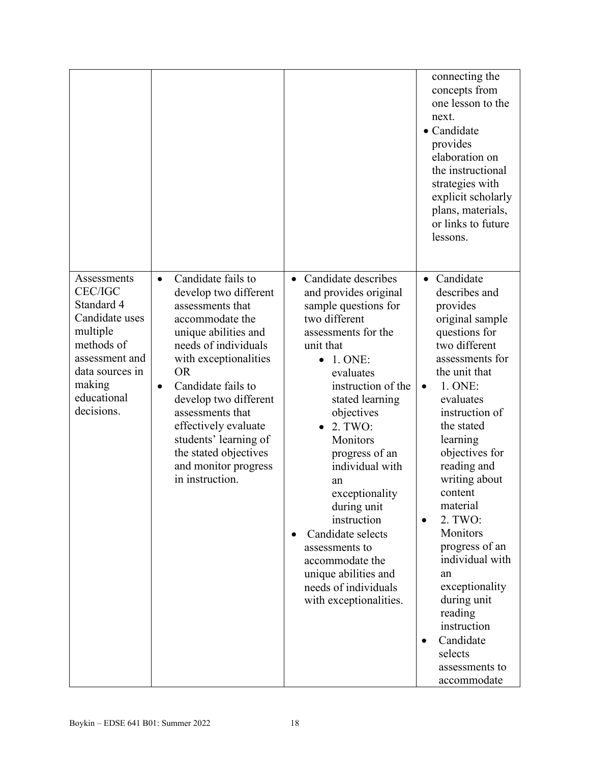| | | | |
|---|---|---|---|
| | | | connecting the concepts from one lesson to the next.<br>• Candidate provides elaboration on the instructional strategies with explicit scholarly plans, materials, or links to future lessons. |
| Assessments CEC/IGC Standard 4 Candidate uses multiple methods of assessment and data sources in making educational decisions. | • Candidate fails to develop two different assessments that accommodate the unique abilities and needs of individuals with exceptionalities OR<br>• Candidate fails to develop two different assessments that effectively evaluate students' learning of the stated objectives and monitor progress in instruction. | • Candidate describes and provides original sample questions for two different assessments for the unit that<br>  • 1. ONE: evaluates instruction of the stated learning objectives<br>  • 2. TWO: Monitors progress of an individual with an exceptionality during unit instruction<br>• Candidate selects assessments to accommodate the unique abilities and needs of individuals with exceptionalities. | • Candidate describes and provides original sample questions for two different assessments for the unit that<br>• 1. ONE: evaluates instruction of the stated learning objectives for reading and writing about content material<br>• 2. TWO: Monitors progress of an individual with an exceptionality during unit reading instruction<br>• Candidate selects assessments to accommodate |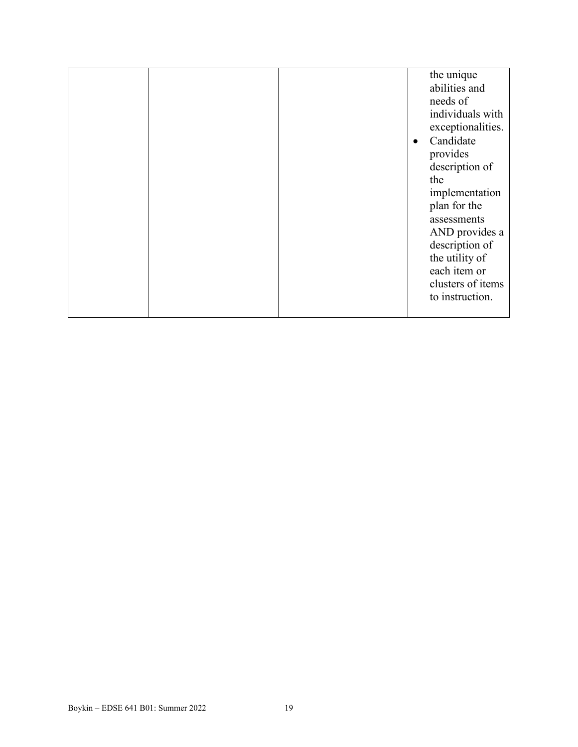| | | | |
|---|---|---|---|
| | | | the unique abilities and needs of individuals with exceptionalities.<br>• Candidate provides description of the implementation plan for the assessments AND provides a description of the utility of each item or clusters of items to instruction. |